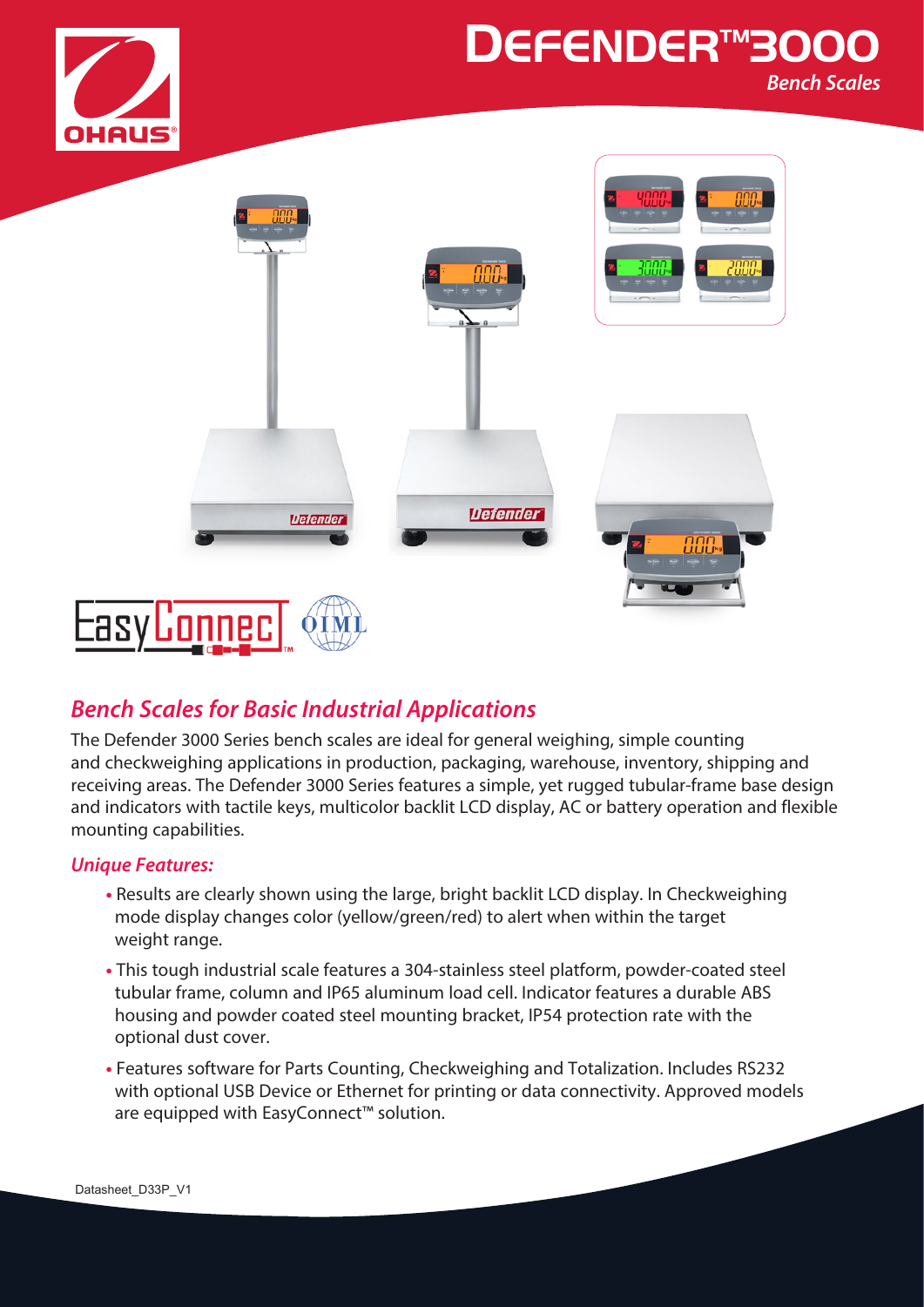# Defender™3000

*Bench Scales*

## *Bench Scales for Basic Industrial Applications*

The Defender 3000 Series bench scales are ideal for general weighing, simple counting and checkweighing applications in production, packaging, warehouse, inventory, shipping and receiving areas. The Defender 3000 Series features a simple, yet rugged tubular-frame base design and indicators with tactile keys, multicolor backlit LCD display, AC or battery operation and flexible mounting capabilities.

### *Unique Features:*

- Results are clearly shown using the large, bright backlit LCD display. In Checkweighing mode display changes color (yellow/green/red) to alert when within the target weight range.
- This tough industrial scale features a 304-stainless steel platform, powder-coated steel tubular frame, column and IP65 aluminum load cell. Indicator features a durable ABS housing and powder coated steel mounting bracket, IP54 protection rate with the optional dust cover.
- Features software for Parts Counting, Checkweighing and Totalization. Includes RS232 with optional USB Device or Ethernet for printing or data connectivity. Approved models are equipped with EasyConnect™ solution.

Datasheet_D33P_V1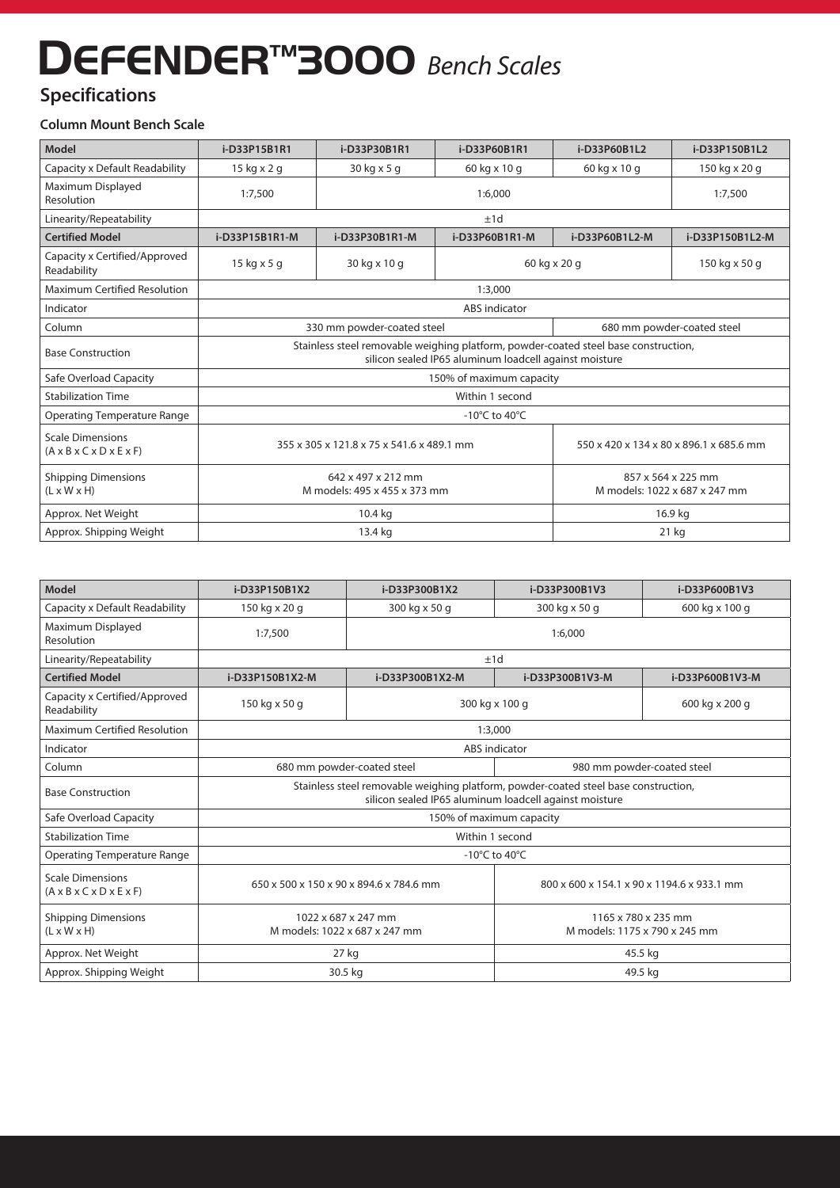# DEFENDER™3000 *Bench Scales*

## Specifications

### Column Mount Bench Scale

| Model | i-D33P15B1R1 | i-D33P30B1R1 | i-D33P60B1R1 | i-D33P60B1L2 | i-D33P150B1L2 |
|---|---|---|---|---|---|
| Capacity x Default Readability | 15 kg x 2 g | 30 kg x 5 g | 60 kg x 10 g | 60 kg x 10 g | 150 kg x 20 g |
| Maximum Displayed Resolution | 1:7,500 | 1:6,000 | | | 1:7,500 |
| Linearity/Repeatability | ±1d | | | | |
| **Certified Model** | **i-D33P15B1R1-M** | **i-D33P30B1R1-M** | **i-D33P60B1R1-M** | **i-D33P60B1L2-M** | **i-D33P150B1L2-M** |
| Capacity x Certified/Approved Readability | 15 kg x 5 g | 30 kg x 10 g | 60 kg x 20 g | | 150 kg x 50 g |
| Maximum Certified Resolution | 1:3,000 | | | | |
| Indicator | ABS indicator | | | | |
| Column | 330 mm powder-coated steel | | | 680 mm powder-coated steel | |
| Base Construction | Stainless steel removable weighing platform, powder-coated steel base construction, silicon sealed IP65 aluminum loadcell against moisture | | | | |
| Safe Overload Capacity | 150% of maximum capacity | | | | |
| Stabilization Time | Within 1 second | | | | |
| Operating Temperature Range | -10°C to 40°C | | | | |
| Scale Dimensions (A x B x C x D x E x F) | 355 x 305 x 121.8 x 75 x 541.6 x 489.1 mm | | | 550 x 420 x 134 x 80 x 896.1 x 685.6 mm | |
| Shipping Dimensions (L x W x H) | 642 x 497 x 212 mm<br>M models: 495 x 455 x 373 mm | | | 857 x 564 x 225 mm<br>M models: 1022 x 687 x 247 mm | |
| Approx. Net Weight | 10.4 kg | | | 16.9 kg | |
| Approx. Shipping Weight | 13.4 kg | | | 21 kg | |

| Model | i-D33P150B1X2 | i-D33P300B1X2 | i-D33P300B1V3 | i-D33P600B1V3 |
|---|---|---|---|---|
| Capacity x Default Readability | 150 kg x 20 g | 300 kg x 50 g | 300 kg x 50 g | 600 kg x 100 g |
| Maximum Displayed Resolution | 1:7,500 | 1:6,000 | | |
| Linearity/Repeatability | ±1d | | | |
| **Certified Model** | **i-D33P150B1X2-M** | **i-D33P300B1X2-M** | **i-D33P300B1V3-M** | **i-D33P600B1V3-M** |
| Capacity x Certified/Approved Readability | 150 kg x 50 g | 300 kg x 100 g | | 600 kg x 200 g |
| Maximum Certified Resolution | 1:3,000 | | | |
| Indicator | ABS indicator | | | |
| Column | 680 mm powder-coated steel | | 980 mm powder-coated steel | |
| Base Construction | Stainless steel removable weighing platform, powder-coated steel base construction, silicon sealed IP65 aluminum loadcell against moisture | | | |
| Safe Overload Capacity | 150% of maximum capacity | | | |
| Stabilization Time | Within 1 second | | | |
| Operating Temperature Range | -10°C to 40°C | | | |
| Scale Dimensions (A x B x C x D x E x F) | 650 x 500 x 150 x 90 x 894.6 x 784.6 mm | | 800 x 600 x 154.1 x 90 x 1194.6 x 933.1 mm | |
| Shipping Dimensions (L x W x H) | 1022 x 687 x 247 mm<br>M models: 1022 x 687 x 247 mm | | 1165 x 780 x 235 mm<br>M models: 1175 x 790 x 245 mm | |
| Approx. Net Weight | 27 kg | | 45.5 kg | |
| Approx. Shipping Weight | 30.5 kg | | 49.5 kg | |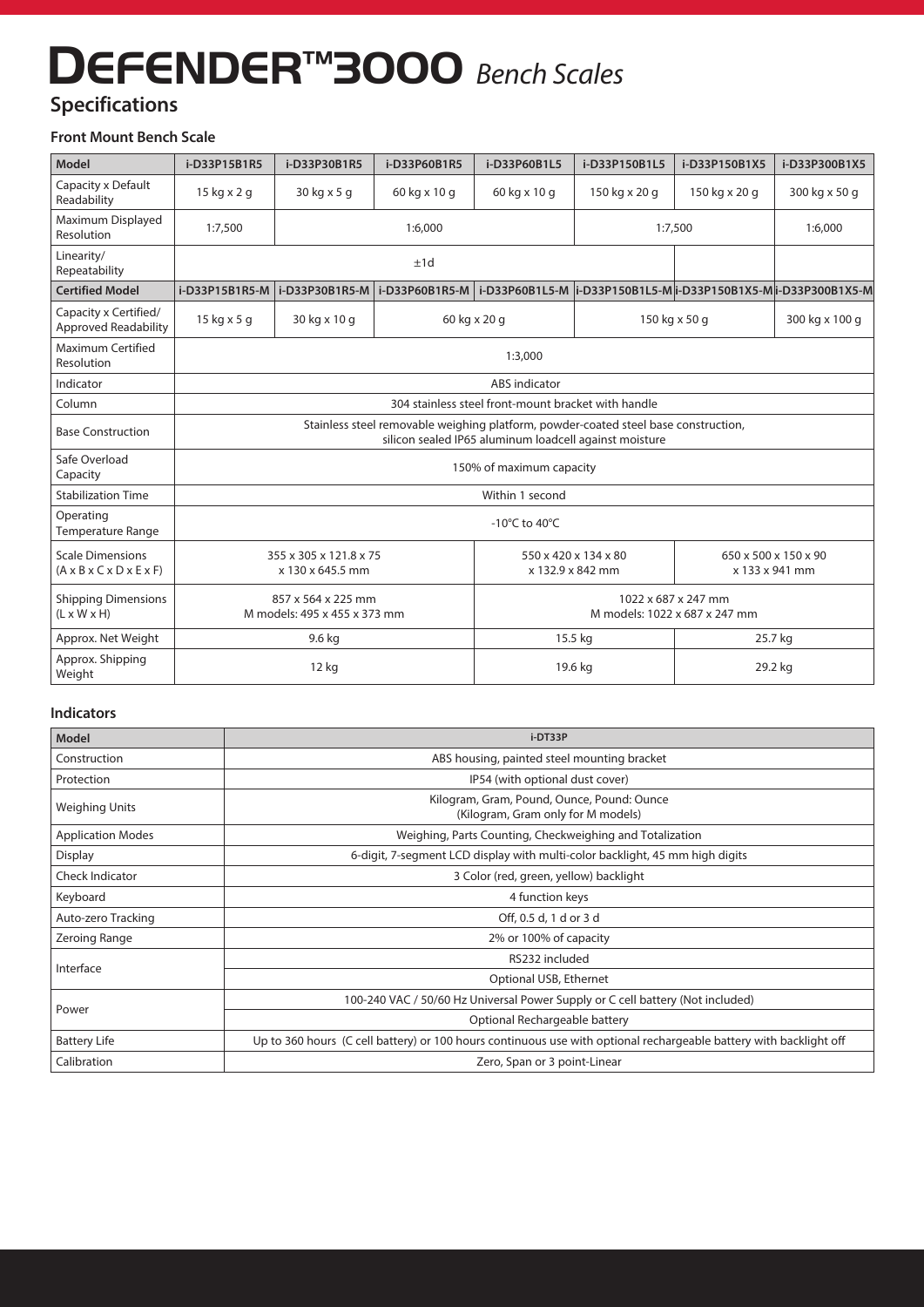# DEFENDER™3000 *Bench Scales*

## Specifications

### Front Mount Bench Scale

| Model | i-D33P15B1R5 | i-D33P30B1R5 | i-D33P60B1R5 | i-D33P60B1L5 | i-D33P150B1L5 | i-D33P150B1X5 | i-D33P300B1X5 |
|---|---|---|---|---|---|---|---|
| Capacity x Default Readability | 15 kg x 2 g | 30 kg x 5 g | 60 kg x 10 g | 60 kg x 10 g | 150 kg x 20 g | 150 kg x 20 g | 300 kg x 50 g |
| Maximum Displayed Resolution | 1:7,500 | 1:6,000 | | | 1:7,500 | | 1:6,000 |
| Linearity/ Repeatability | ±1d | | | | | | |
| **Certified Model** | i-D33P15B1R5-M | i-D33P30B1R5-M | i-D33P60B1R5-M | i-D33P60B1L5-M | i-D33P150B1L5-M | i-D33P150B1X5-M | i-D33P300B1X5-M |
| Capacity x Certified/ Approved Readability | 15 kg x 5 g | 30 kg x 10 g | 60 kg x 20 g | | 150 kg x 50 g | | 300 kg x 100 g |
| Maximum Certified Resolution | 1:3,000 | | | | | | |
| Indicator | ABS indicator | | | | | | |
| Column | 304 stainless steel front-mount bracket with handle | | | | | | |
| Base Construction | Stainless steel removable weighing platform, powder-coated steel base construction, silicon sealed IP65 aluminum loadcell against moisture | | | | | | |
| Safe Overload Capacity | 150% of maximum capacity | | | | | | |
| Stabilization Time | Within 1 second | | | | | | |
| Operating Temperature Range | -10°C to 40°C | | | | | | |
| Scale Dimensions (A x B x C x D x E x F) | 355 x 305 x 121.8 x 75 x 130 x 645.5 mm | | | 550 x 420 x 134 x 80 x 132.9 x 842 mm | | 650 x 500 x 150 x 90 x 133 x 941 mm | |
| Shipping Dimensions (L x W x H) | 857 x 564 x 225 mm M models: 495 x 455 x 373 mm | | | 1022 x 687 x 247 mm M models: 1022 x 687 x 247 mm | | | |
| Approx. Net Weight | 9.6 kg | | | 15.5 kg | | 25.7 kg | |
| Approx. Shipping Weight | 12 kg | | | 19.6 kg | | 29.2 kg | |

### Indicators

| Model | i-DT33P |
|---|---|
| Construction | ABS housing, painted steel mounting bracket |
| Protection | IP54 (with optional dust cover) |
| Weighing Units | Kilogram, Gram, Pound, Ounce, Pound: Ounce (Kilogram, Gram only for M models) |
| Application Modes | Weighing, Parts Counting, Checkweighing and Totalization |
| Display | 6-digit, 7-segment LCD display with multi-color backlight, 45 mm high digits |
| Check Indicator | 3 Color (red, green, yellow) backlight |
| Keyboard | 4 function keys |
| Auto-zero Tracking | Off, 0.5 d, 1 d or 3 d |
| Zeroing Range | 2% or 100% of capacity |
| Interface | RS232 included |
| | Optional USB, Ethernet |
| Power | 100-240 VAC / 50/60 Hz Universal Power Supply or C cell battery (Not included) |
| | Optional Rechargeable battery |
| Battery Life | Up to 360 hours (C cell battery) or 100 hours continuous use with optional rechargeable battery with backlight off |
| Calibration | Zero, Span or 3 point-Linear |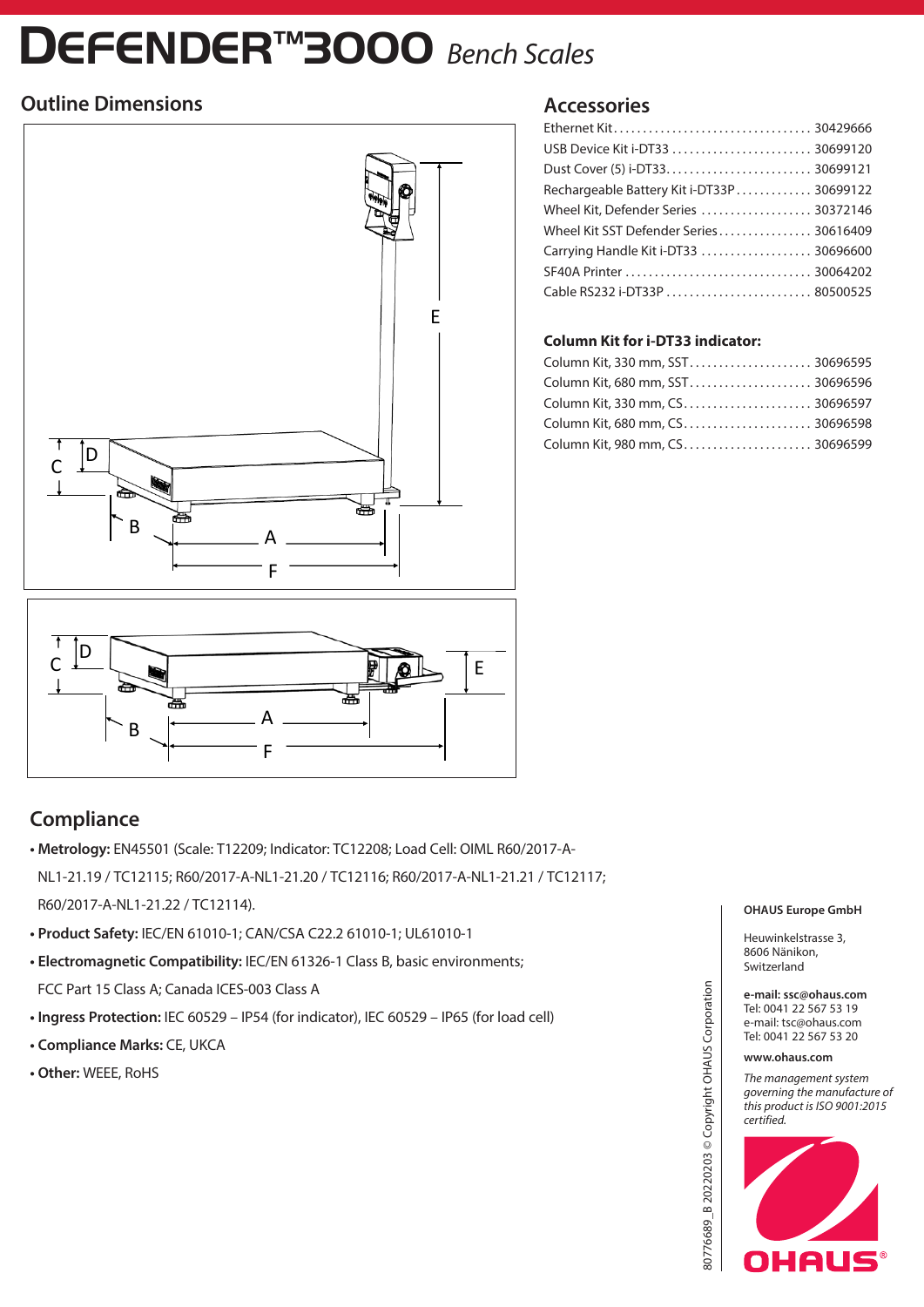# DEFENDER™3000 *Bench Scales*

## Outline Dimensions

C
D
B
A
F
E

C
D
B
A
F
E

## Accessories

| | |
|---|---|
| Ethernet Kit | 30429666 |
| USB Device Kit i-DT33 | 30699120 |
| Dust Cover (5) i-DT33 | 30699121 |
| Rechargeable Battery Kit i-DT33P | 30699122 |
| Wheel Kit, Defender Series | 30372146 |
| Wheel Kit SST Defender Series | 30616409 |
| Carrying Handle Kit i-DT33 | 30696600 |
| SF40A Printer | 30064202 |
| Cable RS232 i-DT33P | 80500525 |

**Column Kit for i-DT33 indicator:**

| | |
|---|---|
| Column Kit, 330 mm, SST | 30696595 |
| Column Kit, 680 mm, SST | 30696596 |
| Column Kit, 330 mm, CS | 30696597 |
| Column Kit, 680 mm, CS | 30696598 |
| Column Kit, 980 mm, CS | 30696599 |

## Compliance

- **Metrology:** EN45501 (Scale: T12209; Indicator: TC12208; Load Cell: OIML R60/2017-A-NL1-21.19 / TC12115; R60/2017-A-NL1-21.20 / TC12116; R60/2017-A-NL1-21.21 / TC12117; R60/2017-A-NL1-21.22 / TC12114).
- **Product Safety:** IEC/EN 61010-1; CAN/CSA C22.2 61010-1; UL61010-1
- **Electromagnetic Compatibility:** IEC/EN 61326-1 Class B, basic environments; FCC Part 15 Class A; Canada ICES-003 Class A
- **Ingress Protection:** IEC 60529 – IP54 (for indicator), IEC 60529 – IP65 (for load cell)
- **Compliance Marks:** CE, UKCA
- **Other:** WEEE, RoHS

80776689_B 20220203 © Copyright OHAUS Corporation

**OHAUS Europe GmbH**

Heuwinkelstrasse 3,
8606 Nänikon,
Switzerland

**e-mail: ssc@ohaus.com**
Tel: 0041 22 567 53 19
e-mail: tsc@ohaus.com
Tel: 0041 22 567 53 20

**www.ohaus.com**

*The management system governing the manufacture of this product is ISO 9001:2015 certified.*

OHAUS®